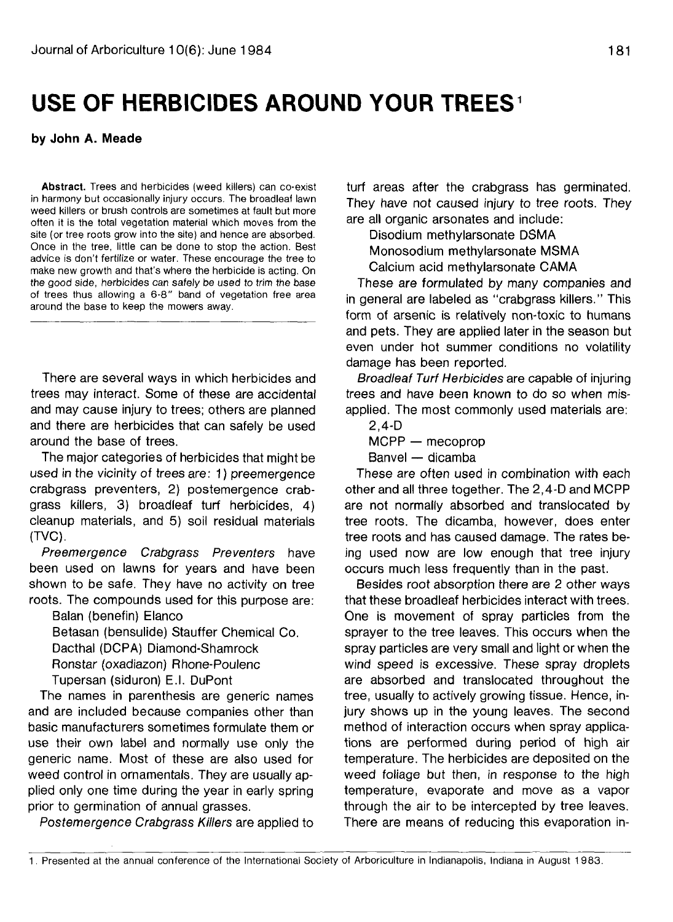# USE OF HERBICIDES AROUND YOUR TREES[1]

**by John A. Meade**

**Abstract.** Trees and herbicides (weed killers) can co-exist in harmony but occasionally injury occurs. The broadleaf lawn weed killers or brush controls are sometimes at fault but more often it is the total vegetation material which moves from the site (or tree roots grow into the site) and hence are absorbed. Once in the tree, little can be done to stop the action. Best advice is don't fertilize or water. These encourage the tree to make new growth and that's where the herbicide is acting. On the good side, herbicides can safely be used to trim the base of trees thus allowing a 6-8" band of vegetation free area around the base to keep the mowers away.

---

There are several ways in which herbicides and trees may interact. Some of these are accidental and may cause injury to trees; others are planned and there are herbicides that can safely be used around the base of trees.

The major categories of herbicides that might be used in the vicinity of trees are: 1) *preemergence* crabgrass preventers, 2) postemergence crabgrass killers, 3) broadleaf turf herbicides, 4) cleanup materials, and 5) soil residual materials (TVC).

*Preemergence Crabgrass Preventers* have been used on lawns for years and have been shown to be safe. They have no activity on tree roots. The compounds used for this purpose are:

Balan (benefin) Elanco
Betasan (bensulide) Stauffer Chemical Co.
Dacthal (DCPA) Diamond-Shamrock
Ronstar (oxadiazon) Rhone-Poulenc
Tupersan (siduron) E.I. DuPont

The names in parenthesis are generic names and are included because companies other than basic manufacturers sometimes formulate them or use their own label and normally use only the generic name. Most of these are also used for weed control in ornamentals. They are usually applied only one time during the year in early spring prior to germination of annual grasses.

*Postemergence Crabgrass Killers* are applied to turf areas after the crabgrass has germinated. They have not caused injury to tree roots. They are all organic arsonates and include:

Disodium methylarsonate DSMA
Monosodium methylarsonate MSMA
Calcium acid methylarsonate CAMA

These are formulated by many companies and in general are labeled as "crabgrass killers." This form of arsenic is relatively non-toxic to humans and pets. They are applied later in the season but even under hot summer conditions no volatility damage has been reported.

*Broadleaf Turf Herbicides* are capable of injuring trees and have been known to do so when misapplied. The most commonly used materials are:

2,4-D
MCPP — mecoprop
Banvel — dicamba

These are often used in combination with each other and all three together. The 2,4-D and MCPP are not normally absorbed and translocated by tree roots. The dicamba, however, does enter tree roots and has caused damage. The rates being used now are low enough that tree injury occurs much less frequently than in the past.

Besides root absorption there are 2 other ways that these broadleaf herbicides interact with trees. One is movement of spray particles from the sprayer to the tree leaves. This occurs when the spray particles are very small and light or when the wind speed is excessive. These spray droplets are absorbed and translocated throughout the tree, usually to actively growing tissue. Hence, injury shows up in the young leaves. The second method of interaction occurs when spray applications are performed during period of high air temperature. The herbicides are deposited on the weed foliage but then, in response to the high temperature, evaporate and move as a vapor through the air to be intercepted by tree leaves. There are means of reducing this evaporation in-

---

1. Presented at the annual conference of the International Society of Arboriculture in Indianapolis, Indiana in August 1983.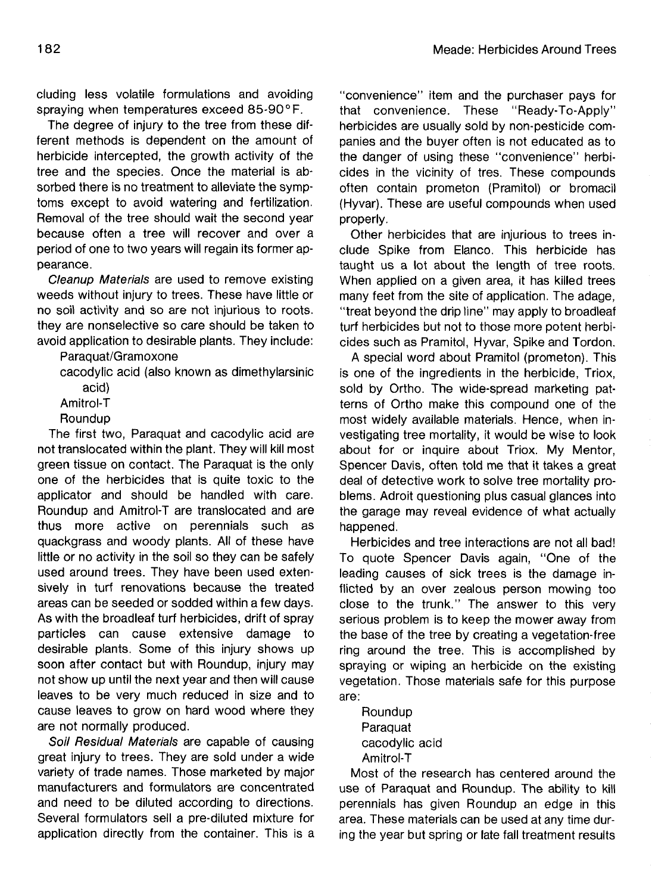cluding less volatile formulations and avoiding spraying when temperatures exceed 85-90°F.

The degree of injury to the tree from these different methods is dependent on the amount of herbicide intercepted, the growth activity of the tree and the species. Once the material is absorbed there is no treatment to alleviate the symptoms except to avoid watering and fertilization. Removal of the tree should wait the second year because often a tree will recover and over a period of one to two years will regain its former appearance.

*Cleanup Materials* are used to remove existing weeds without injury to trees. These have little or no soil activity and so are not injurious to roots. they are nonselective so care should be taken to avoid application to desirable plants. They include:

- Paraquat/Gramoxone
- cacodylic acid (also known as dimethylarsinic acid)
- Amitrol-T
- Roundup

The first two, Paraquat and cacodylic acid are not translocated within the plant. They will kill most green tissue on contact. The Paraquat is the only one of the herbicides that is quite toxic to the applicator and should be handled with care. Roundup and Amitrol-T are translocated and are thus more active on perennials such as quackgrass and woody plants. All of these have little or no activity in the soil so they can be safely used around trees. They have been used extensively in turf renovations because the treated areas can be seeded or sodded within a few days. As with the broadleaf turf herbicides, drift of spray particles can cause extensive damage to desirable plants. Some of this injury shows up soon after contact but with Roundup, injury may not show up until the next year and then will cause leaves to be very much reduced in size and to cause leaves to grow on hard wood where they are not normally produced.

*Soil Residual Materials* are capable of causing great injury to trees. They are sold under a wide variety of trade names. Those marketed by major manufacturers and formulators are concentrated and need to be diluted according to directions. Several formulators sell a pre-diluted mixture for application directly from the container. This is a "convenience" item and the purchaser pays for that convenience. These "Ready-To-Apply" herbicides are usually sold by non-pesticide companies and the buyer often is not educated as to the danger of using these "convenience" herbicides in the vicinity of tres. These compounds often contain prometon (Pramitol) or bromacil (Hyvar). These are useful compounds when used properly.

Other herbicides that are injurious to trees include Spike from Elanco. This herbicide has taught us a lot about the length of tree roots. When applied on a given area, it has killed trees many feet from the site of application. The adage, "treat beyond the drip line" may apply to broadleaf turf herbicides but not to those more potent herbicides such as Pramitol, Hyvar, Spike and Tordon.

A special word about Pramitol (prometon). This is one of the ingredients in the herbicide, Triox, sold by Ortho. The wide-spread marketing patterns of Ortho make this compound one of the most widely available materials. Hence, when investigating tree mortality, it would be wise to look about for or inquire about Triox. My Mentor, Spencer Davis, often told me that it takes a great deal of detective work to solve tree mortality problems. Adroit questioning plus casual glances into the garage may reveal evidence of what actually happened.

Herbicides and tree interactions are not all bad! To quote Spencer Davis again, "One of the leading causes of sick trees is the damage inflicted by an over zealous person mowing too close to the trunk." The answer to this very serious problem is to keep the mower away from the base of the tree by creating a vegetation-free ring around the tree. This is accomplished by spraying or wiping an herbicide on the existing vegetation. Those materials safe for this purpose are:

- Roundup
- Paraquat
- cacodylic acid
- Amitrol-T

Most of the research has centered around the use of Paraquat and Roundup. The ability to kill perennials has given Roundup an edge in this area. These materials can be used at any time during the year but spring or late fall treatment results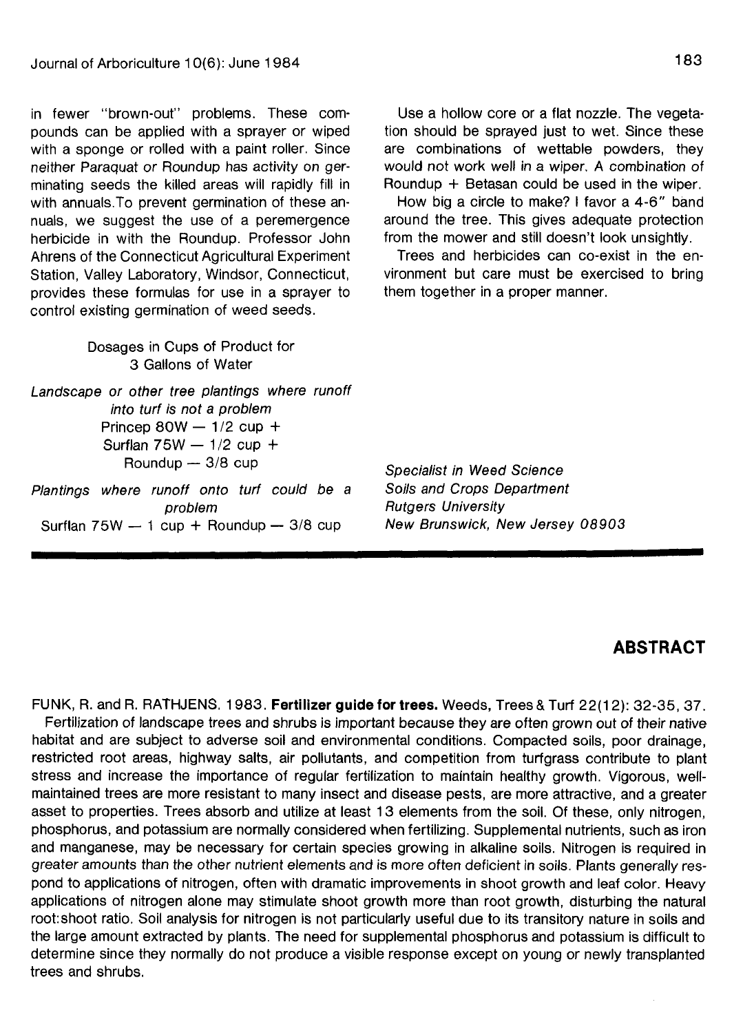in fewer "brown-out" problems. These compounds can be applied with a sprayer or wiped with a sponge or rolled with a paint roller. Since neither Paraquat or Roundup has activity on germinating seeds the killed areas will rapidly fill in with annuals.To prevent germination of these annuals, we suggest the use of a peremergence herbicide in with the Roundup. Professor John Ahrens of the Connecticut Agricultural Experiment Station, Valley Laboratory, Windsor, Connecticut, provides these formulas for use in a sprayer to control existing germination of weed seeds.

Dosages in Cups of Product for 3 Gallons of Water

*Landscape or other tree plantings where runoff into turf is not a problem*
Princep 80W — 1/2 cup +
Surflan 75W — 1/2 cup +
Roundup — 3/8 cup

*Plantings where runoff onto turf could be a problem*
Surflan 75W — 1 cup + Roundup — 3/8 cup

Use a hollow core or a flat nozzle. The vegetation should be sprayed just to wet. Since these are combinations of wettable powders, they would not work well in a wiper. A combination of Roundup + Betasan could be used in the wiper.

How big a circle to make? I favor a 4-6" band around the tree. This gives adequate protection from the mower and still doesn't look unsightly.

Trees and herbicides can co-exist in the environment but care must be exercised to bring them together in a proper manner.

*Specialist in Weed Science*
*Soils and Crops Department*
*Rutgers University*
*New Brunswick, New Jersey 08903*

## ABSTRACT

FUNK, R. and R. RATHJENS. 1983. **Fertilizer guide for trees.** Weeds, Trees & Turf 22(12): 32-35, 37.

Fertilization of landscape trees and shrubs is important because they are often grown out of their native habitat and are subject to adverse soil and environmental conditions. Compacted soils, poor drainage, restricted root areas, highway salts, air pollutants, and competition from turfgrass contribute to plant stress and increase the importance of regular fertilization to maintain healthy growth. Vigorous, well-maintained trees are more resistant to many insect and disease pests, are more attractive, and a greater asset to properties. Trees absorb and utilize at least 13 elements from the soil. Of these, only nitrogen, phosphorus, and potassium are normally considered when fertilizing. Supplemental nutrients, such as iron and manganese, may be necessary for certain species growing in alkaline soils. Nitrogen is required in greater amounts than the other nutrient elements and is more often deficient in soils. Plants generally respond to applications of nitrogen, often with dramatic improvements in shoot growth and leaf color. Heavy applications of nitrogen alone may stimulate shoot growth more than root growth, disturbing the natural root:shoot ratio. Soil analysis for nitrogen is not particularly useful due to its transitory nature in soils and the large amount extracted by plants. The need for supplemental phosphorus and potassium is difficult to determine since they normally do not produce a visible response except on young or newly transplanted trees and shrubs.